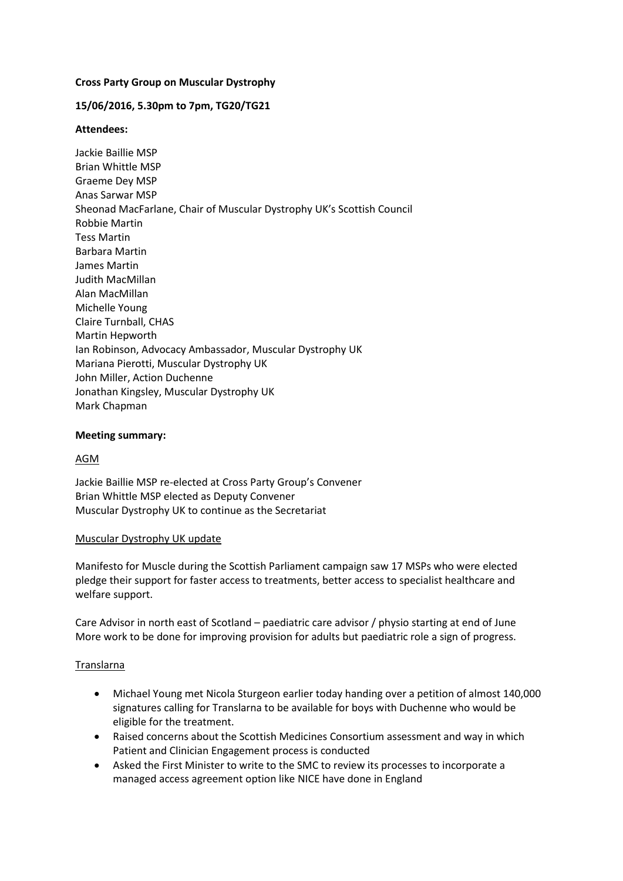**Cross Party Group on Muscular Dystrophy**

**15/06/2016, 5.30pm to 7pm, TG20/TG21**

**Attendees:**

Jackie Baillie MSP
Brian Whittle MSP
Graeme Dey MSP
Anas Sarwar MSP
Sheonad MacFarlane, Chair of Muscular Dystrophy UK's Scottish Council
Robbie Martin
Tess Martin
Barbara Martin
James Martin
Judith MacMillan
Alan MacMillan
Michelle Young
Claire Turnball, CHAS
Martin Hepworth
Ian Robinson, Advocacy Ambassador, Muscular Dystrophy UK
Mariana Pierotti, Muscular Dystrophy UK
John Miller, Action Duchenne
Jonathan Kingsley, Muscular Dystrophy UK
Mark Chapman

**Meeting summary:**

<u>AGM</u>

Jackie Baillie MSP re-elected at Cross Party Group's Convener
Brian Whittle MSP elected as Deputy Convener
Muscular Dystrophy UK to continue as the Secretariat

<u>Muscular Dystrophy UK update</u>

Manifesto for Muscle during the Scottish Parliament campaign saw 17 MSPs who were elected pledge their support for faster access to treatments, better access to specialist healthcare and welfare support.

Care Advisor in north east of Scotland – paediatric care advisor / physio starting at end of June
More work to be done for improving provision for adults but paediatric role a sign of progress.

<u>Translarna</u>

- Michael Young met Nicola Sturgeon earlier today handing over a petition of almost 140,000 signatures calling for Translarna to be available for boys with Duchenne who would be eligible for the treatment.
- Raised concerns about the Scottish Medicines Consortium assessment and way in which Patient and Clinician Engagement process is conducted
- Asked the First Minister to write to the SMC to review its processes to incorporate a managed access agreement option like NICE have done in England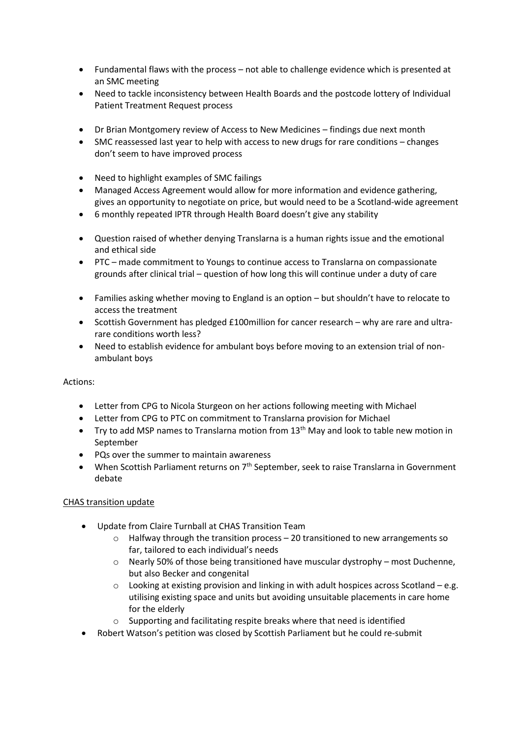- Fundamental flaws with the process – not able to challenge evidence which is presented at an SMC meeting
- Need to tackle inconsistency between Health Boards and the postcode lottery of Individual Patient Treatment Request process

- Dr Brian Montgomery review of Access to New Medicines – findings due next month
- SMC reassessed last year to help with access to new drugs for rare conditions – changes don't seem to have improved process

- Need to highlight examples of SMC failings
- Managed Access Agreement would allow for more information and evidence gathering, gives an opportunity to negotiate on price, but would need to be a Scotland-wide agreement
- 6 monthly repeated IPTR through Health Board doesn't give any stability

- Question raised of whether denying Translarna is a human rights issue and the emotional and ethical side
- PTC – made commitment to Youngs to continue access to Translarna on compassionate grounds after clinical trial – question of how long this will continue under a duty of care

- Families asking whether moving to England is an option – but shouldn't have to relocate to access the treatment
- Scottish Government has pledged £100million for cancer research – why are rare and ultra-rare conditions worth less?
- Need to establish evidence for ambulant boys before moving to an extension trial of non-ambulant boys

Actions:

- Letter from CPG to Nicola Sturgeon on her actions following meeting with Michael
- Letter from CPG to PTC on commitment to Translarna provision for Michael
- Try to add MSP names to Translarna motion from 13th May and look to table new motion in September
- PQs over the summer to maintain awareness
- When Scottish Parliament returns on 7th September, seek to raise Translarna in Government debate

<u>CHAS transition update</u>

- Update from Claire Turnball at CHAS Transition Team
  - Halfway through the transition process – 20 transitioned to new arrangements so far, tailored to each individual's needs
  - Nearly 50% of those being transitioned have muscular dystrophy – most Duchenne, but also Becker and congenital
  - Looking at existing provision and linking in with adult hospices across Scotland – e.g. utilising existing space and units but avoiding unsuitable placements in care home for the elderly
  - Supporting and facilitating respite breaks where that need is identified
- Robert Watson's petition was closed by Scottish Parliament but he could re-submit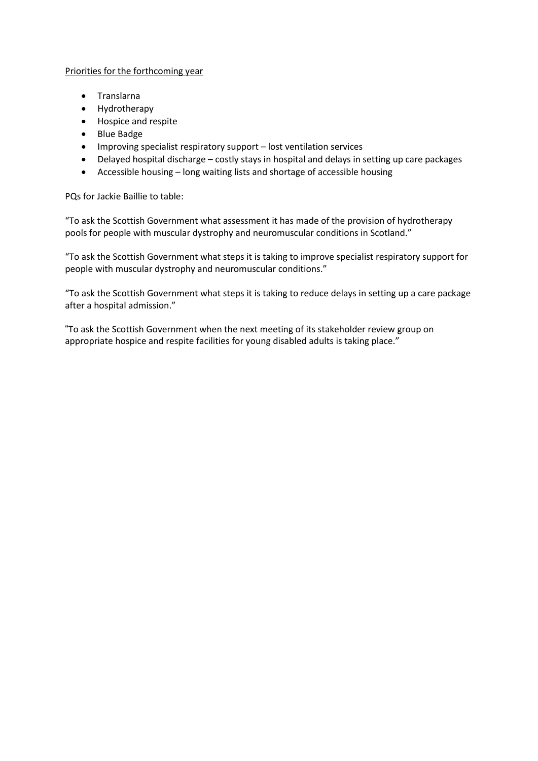<u>Priorities for the forthcoming year</u>

- Translarna
- Hydrotherapy
- Hospice and respite
- Blue Badge
- Improving specialist respiratory support – lost ventilation services
- Delayed hospital discharge – costly stays in hospital and delays in setting up care packages
- Accessible housing – long waiting lists and shortage of accessible housing

PQs for Jackie Baillie to table:

"To ask the Scottish Government what assessment it has made of the provision of hydrotherapy pools for people with muscular dystrophy and neuromuscular conditions in Scotland."

"To ask the Scottish Government what steps it is taking to improve specialist respiratory support for people with muscular dystrophy and neuromuscular conditions."

"To ask the Scottish Government what steps it is taking to reduce delays in setting up a care package after a hospital admission."

"To ask the Scottish Government when the next meeting of its stakeholder review group on appropriate hospice and respite facilities for young disabled adults is taking place."